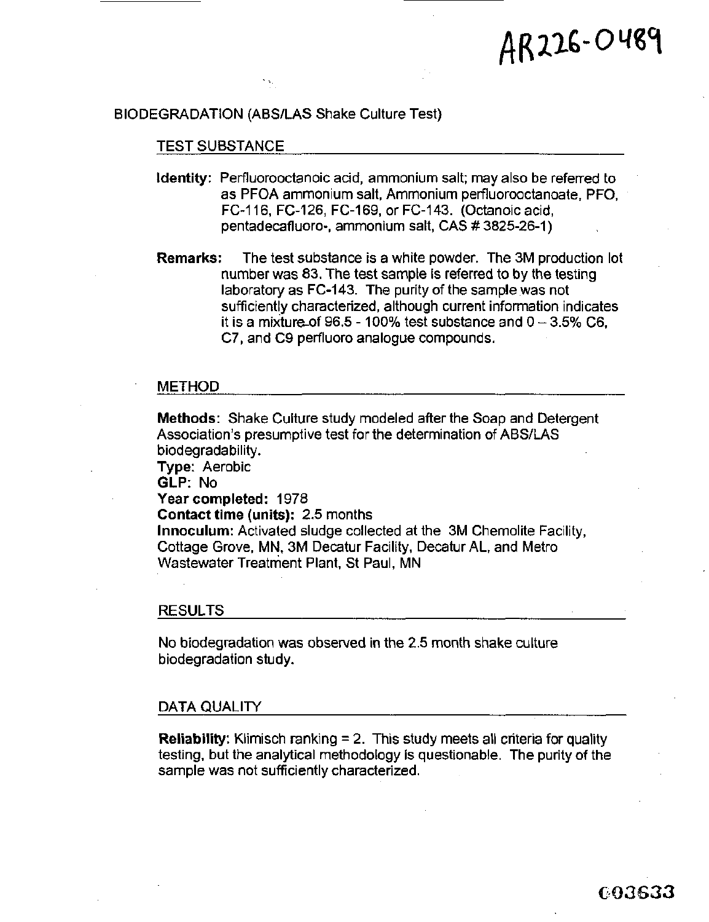AR226-0489

# BIODEGRADATION (ABS/LAS Shake Culture Test)

## TEST SUBSTANCE

**Identity:** Perfluorooctanoic acid, ammonium salt; may also be referred to as PFOA ammonium salt, Ammonium perfluorooctanoate, PFO, FC-116, FC-126, FC-169, or FC-143. (Octanoic acid, pentadecafluoro-, ammonium salt, CAS # 3825-26-1)

**Remarks:** The test substance is a white powder. The 3M production lot number was 83. The test sample is referred to by the testing laboratory as FC-143. The purity of the sample was not sufficiently characterized, although current information indicates it is a mixture of 96.5 - 100% test substance and 0 – 3.5% C6, C7, and C9 perfluoro analogue compounds.

## METHOD

**Methods:** Shake Culture study modeled after the Soap and Detergent Association's presumptive test for the determination of ABS/LAS biodegradability.
**Type:** Aerobic
**GLP:** No
**Year completed:** 1978
**Contact time (units):** 2.5 months
**Innoculum:** Activated sludge collected at the 3M Chemolite Facility, Cottage Grove, MN, 3M Decatur Facility, Decatur AL, and Metro Wastewater Treatment Plant, St Paul, MN

## RESULTS

No biodegradation was observed in the 2.5 month shake culture biodegradation study.

## DATA QUALITY

**Reliability:** Klimisch ranking = 2. This study meets all criteria for quality testing, but the analytical methodology is questionable. The purity of the sample was not sufficiently characterized.

003633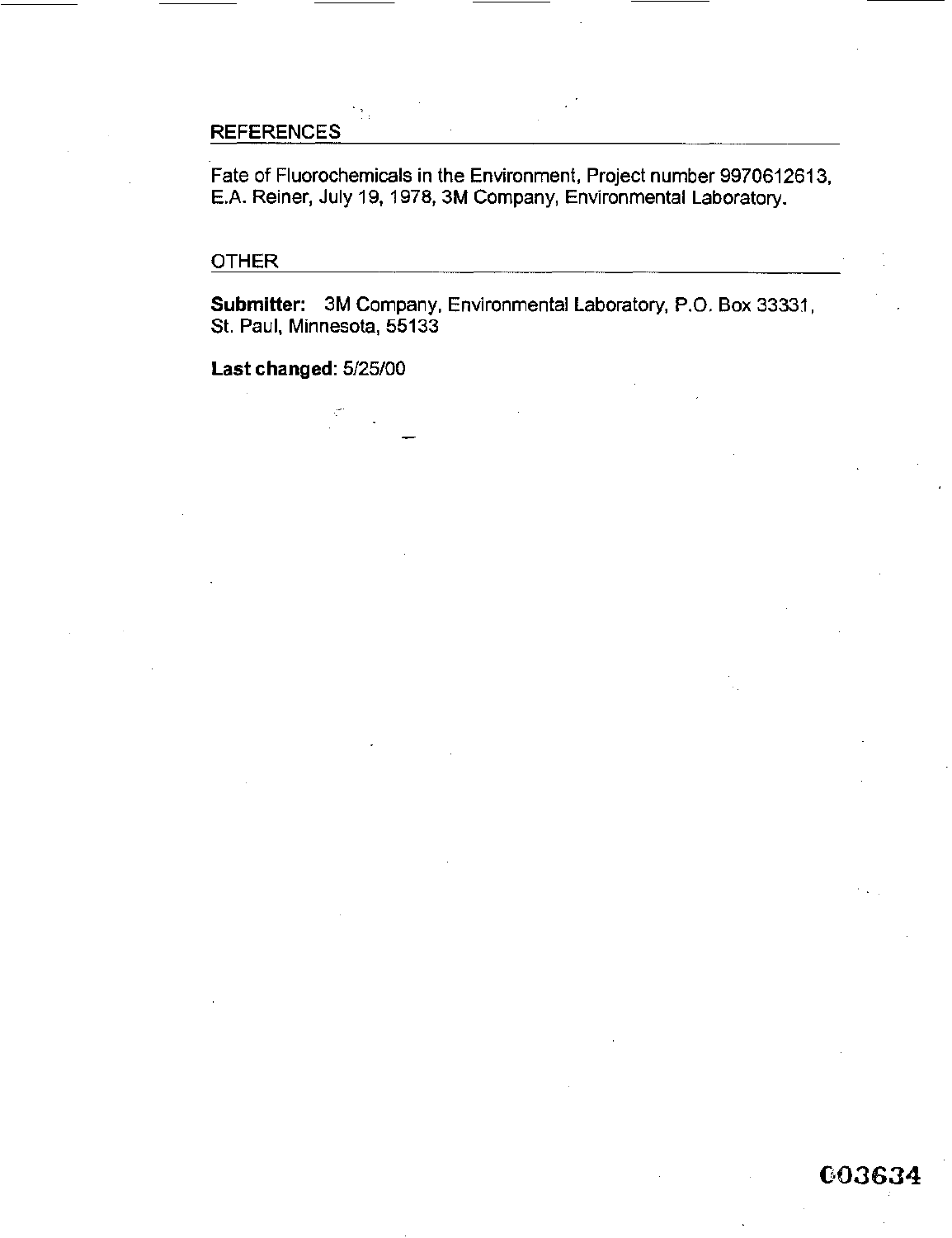## REFERENCES

Fate of Fluorochemicals in the Environment, Project number 9970612613, E.A. Reiner, July 19, 1978, 3M Company, Environmental Laboratory.

## OTHER

**Submitter:** 3M Company, Environmental Laboratory, P.O. Box 33331, St. Paul, Minnesota, 55133

**Last changed**: 5/25/00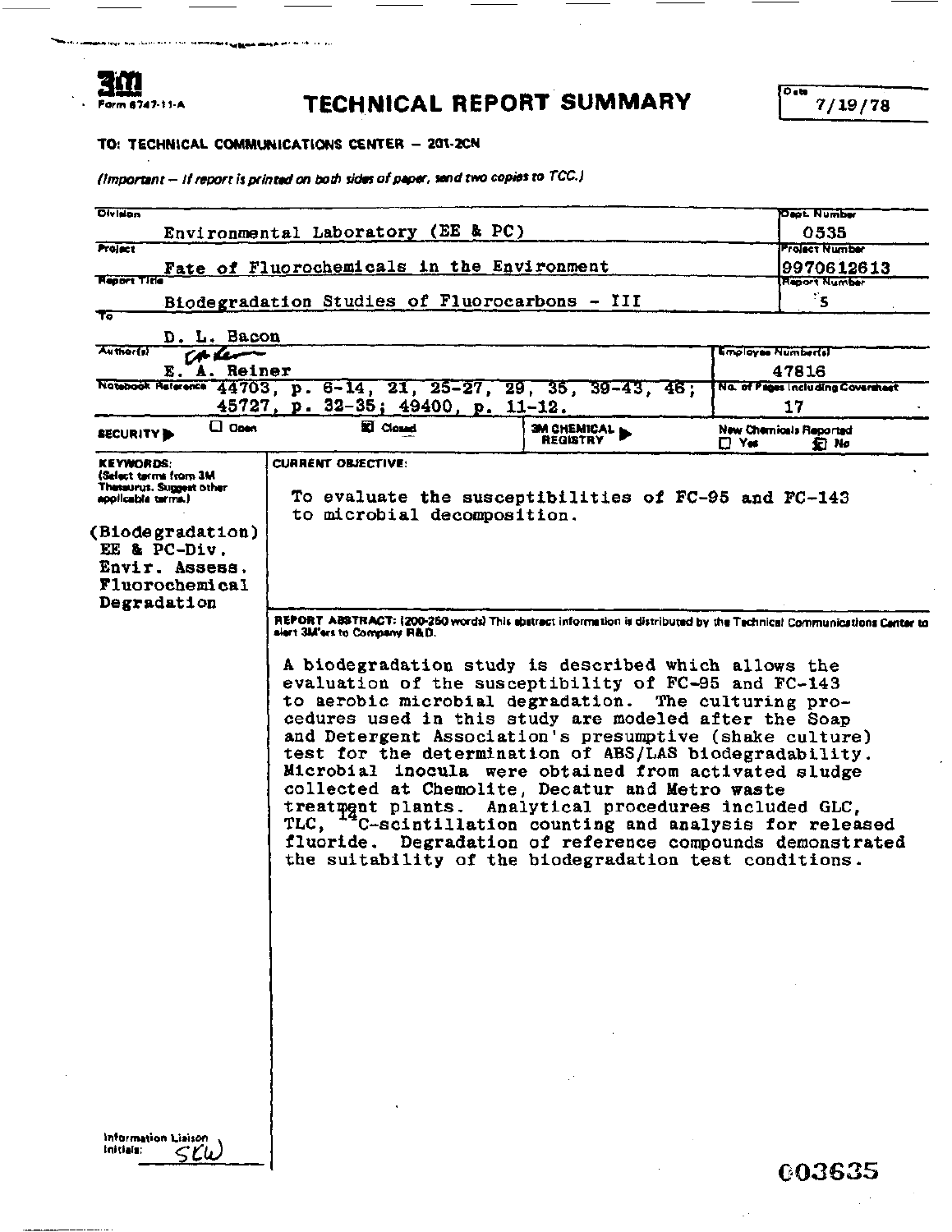**3M**
Form 6747-11-A

# TECHNICAL REPORT SUMMARY

Date: 7/19/78

**TO: TECHNICAL COMMUNICATIONS CENTER – 201-2CN**

*(Important – If report is printed on both sides of paper, send two copies to TCC.)*

| | |
|---|---|
| **Division:** Environmental Laboratory (EE & PC) | **Dept. Number:** 0535 |
| **Project:** Fate of Fluorochemicals in the Environment | **Project Number:** 9970612613 |
| **Report Title:** Biodegradation Studies of Fluorocarbons - III | **Report Number:** 5 |
| **To:** D. L. Bacon | |
| **Author(s):** E. A. Reiner | **Employee Number(s):** 47816 |
| **Notebook Reference:** 44703, p. 6-14, 21, 25-27, 29, 35, 39-43, 46; 45727, p. 32-35; 49400, p. 11-12. | **No. of Pages Including Coversheet:** 17 |
| **SECURITY:** ☐ Open ☒ Closed | **3M CHEMICAL REGISTRY** — **New Chemicals Reported:** ☐ Yes ☒ No |

**KEYWORDS:** (Select terms from 3M Thesaurus. Suggest other applicable terms.)

(Biodegradation)
EE & PC-Div.
Envir. Assess.
Fluorochemical
Degradation

**CURRENT OBJECTIVE:**

To evaluate the susceptibilities of FC-95 and FC-143 to microbial decomposition.

**REPORT ABSTRACT:** (200-250 words) This abstract information is distributed by the Technical Communications Center to alert 3M'ers to Company R&D.

A biodegradation study is described which allows the evaluation of the susceptibility of FC-95 and FC-143 to aerobic microbial degradation. The culturing procedures used in this study are modeled after the Soap and Detergent Association's presumptive (shake culture) test for the determination of ABS/LAS biodegradability. Microbial inocula were obtained from activated sludge collected at Chemolite, Decatur and Metro waste treatment plants. Analytical procedures included GLC, TLC, $^{14}$C-scintillation counting and analysis for released fluoride. Degradation of reference compounds demonstrated the suitability of the biodegradation test conditions.

Information Liaison Initials: SLW

003635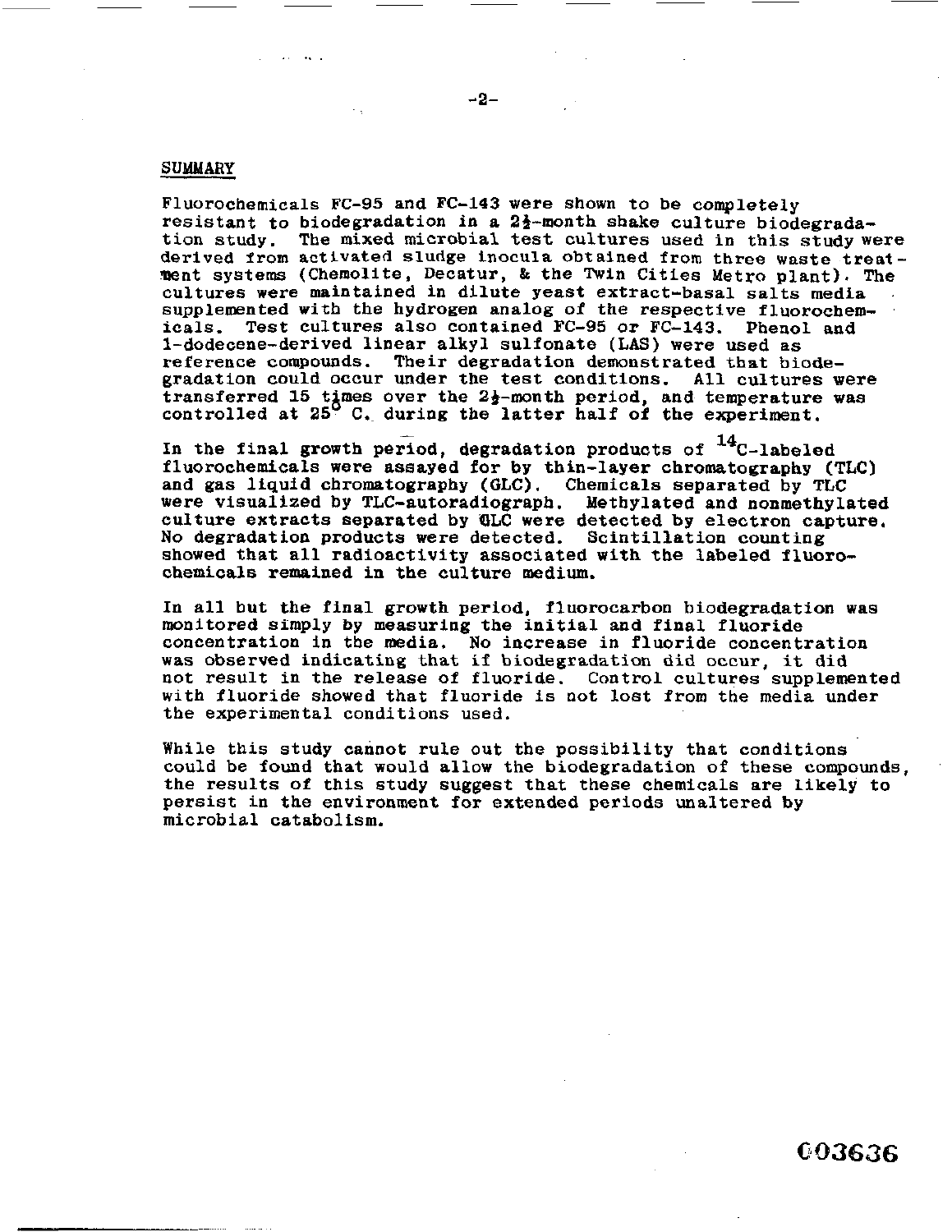## SUMMARY

Fluorochemicals FC-95 and FC-143 were shown to be completely resistant to biodegradation in a 2½-month shake culture biodegradation study. The mixed microbial test cultures used in this study were derived from activated sludge inocula obtained from three waste treatment systems (Chemolite, Decatur, & the Twin Cities Metro plant). The cultures were maintained in dilute yeast extract-basal salts media supplemented with the hydrogen analog of the respective fluorochemicals. Test cultures also contained FC-95 or FC-143. Phenol and 1-dodecene-derived linear alkyl sulfonate (LAS) were used as reference compounds. Their degradation demonstrated that biodegradation could occur under the test conditions. All cultures were transferred 15 times over the 2½-month period, and temperature was controlled at 25° C. during the latter half of the experiment.

In the final growth period, degradation products of $^{14}C$-labeled fluorochemicals were assayed for by thin-layer chromatography (TLC) and gas liquid chromatography (GLC). Chemicals separated by TLC were visualized by TLC-autoradiograph. Methylated and nonmethylated culture extracts separated by GLC were detected by electron capture. No degradation products were detected. Scintillation counting showed that all radioactivity associated with the labeled fluorochemicals remained in the culture medium.

In all but the final growth period, fluorocarbon biodegradation was monitored simply by measuring the initial and final fluoride concentration in the media. No increase in fluoride concentration was observed indicating that if biodegradation did occur, it did not result in the release of fluoride. Control cultures supplemented with fluoride showed that fluoride is not lost from the media under the experimental conditions used.

While this study cannot rule out the possibility that conditions could be found that would allow the biodegradation of these compounds, the results of this study suggest that these chemicals are likely to persist in the environment for extended periods unaltered by microbial catabolism.

003636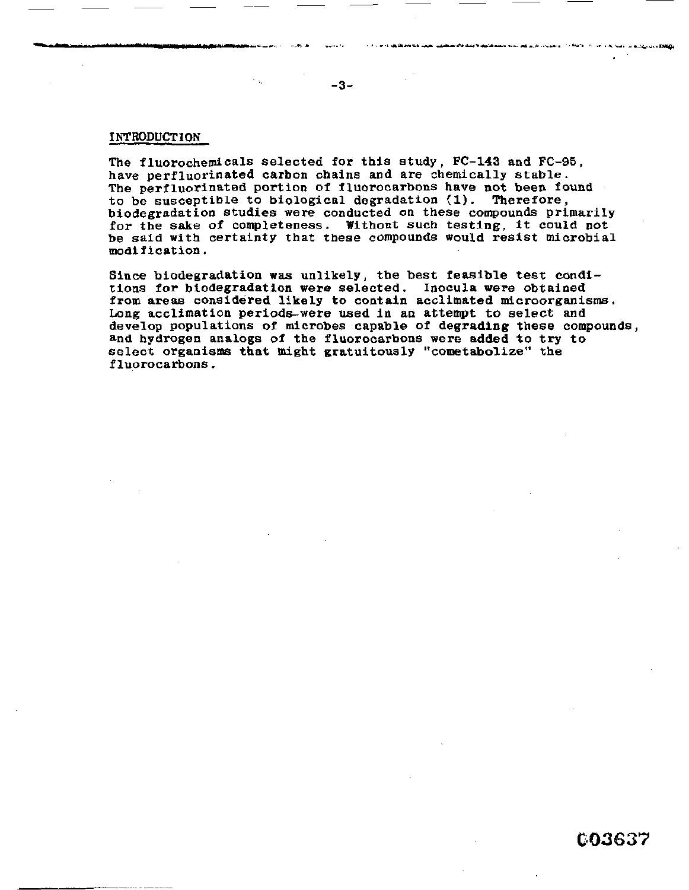## INTRODUCTION

The fluorochemicals selected for this study, FC-143 and FC-95, have perfluorinated carbon chains and are chemically stable. The perfluorinated portion of fluorocarbons have not been found to be susceptible to biological degradation (1). Therefore, biodegradation studies were conducted on these compounds primarily for the sake of completeness. Without such testing, it could not be said with certainty that these compounds would resist microbial modification.

Since biodegradation was unlikely, the best feasible test conditions for biodegradation were selected. Inocula were obtained from areas considered likely to contain acclimated microorganisms. Long acclimation periods were used in an attempt to select and develop populations of microbes capable of degrading these compounds, and hydrogen analogs of the fluorocarbons were added to try to select organisms that might gratuitously "cometabolize" the fluorocarbons.

003637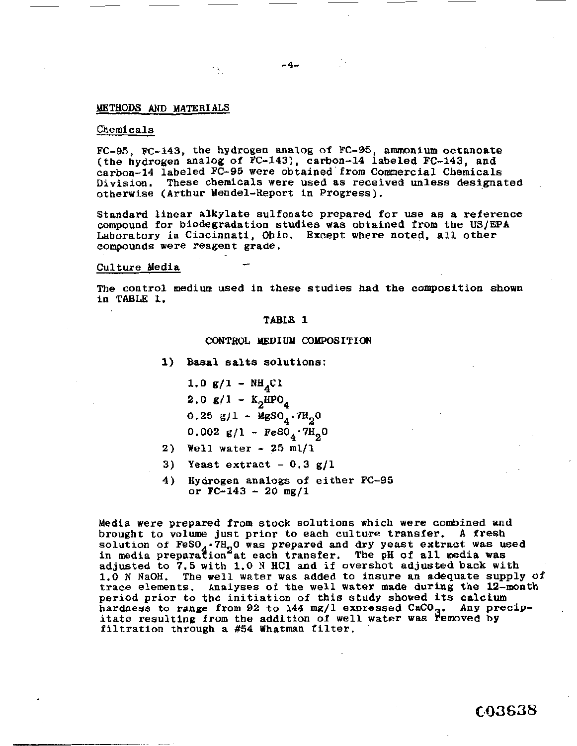## METHODS AND MATERIALS

### Chemicals

FC-95, FC-143, the hydrogen analog of FC-95, ammonium octanoate (the hydrogen analog of FC-143), carbon-14 labeled FC-143, and carbon-14 labeled FC-95 were obtained from Commercial Chemicals Division. These chemicals were used as received unless designated otherwise (Arthur Mendel-Report in Progress).

Standard linear alkylate sulfonate prepared for use as a reference compound for biodegradation studies was obtained from the US/EPA Laboratory in Cincinnati, Ohio. Except where noted, all other compounds were reagent grade.

### Culture Media

The control medium used in these studies had the composition shown in TABLE 1.

TABLE 1

CONTROL MEDIUM COMPOSITION

1) Basal salts solutions:

   1.0 g/l - $NH_4Cl$
   
   2.0 g/l - $K_2HPO_4$
   
   0.25 g/l - $MgSO_4 \cdot 7H_2O$
   
   0.002 g/l - $FeSO_4 \cdot 7H_2O$

2) Well water - 25 ml/l
3) Yeast extract - 0.3 g/l
4) Hydrogen analogs of either FC-95 or FC-143 - 20 mg/l

Media were prepared from stock solutions which were combined and brought to volume just prior to each culture transfer. A fresh solution of $FeSO_4 \cdot 7H_2O$ was prepared and dry yeast extract was used in media preparation at each transfer. The pH of all media was adjusted to 7.5 with 1.0 N HCl and if overshot adjusted back with 1.0 N NaOH. The well water was added to insure an adequate supply of trace elements. Analyses of the well water made during the 12-month period prior to the initiation of this study showed its calcium hardness to range from 92 to 144 mg/l expressed $CaCO_3$. Any precipitate resulting from the addition of well water was removed by filtration through a #54 Whatman filter.

C03638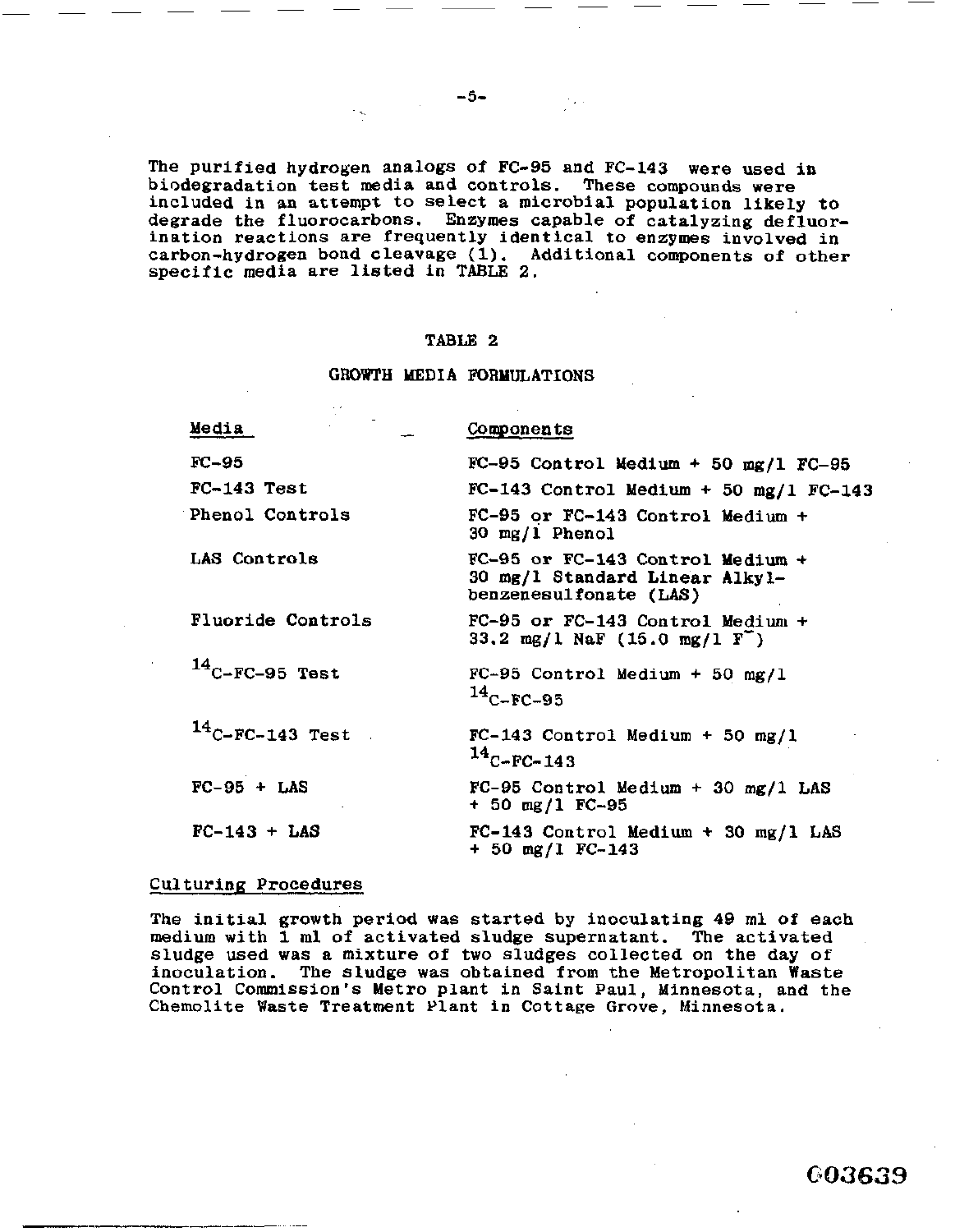The purified hydrogen analogs of FC-95 and FC-143 were used in biodegradation test media and controls. These compounds were included in an attempt to select a microbial population likely to degrade the fluorocarbons. Enzymes capable of catalyzing defluorination reactions are frequently identical to enzymes involved in carbon-hydrogen bond cleavage (1). Additional components of other specific media are listed in TABLE 2.

TABLE 2

GROWTH MEDIA FORMULATIONS

| Media | Components |
|---|---|
| FC-95 | FC-95 Control Medium + 50 mg/l FC-95 |
| FC-143 Test | FC-143 Control Medium + 50 mg/l FC-143 |
| Phenol Controls | FC-95 or FC-143 Control Medium + 30 mg/l Phenol |
| LAS Controls | FC-95 or FC-143 Control Medium + 30 mg/l Standard Linear Alkylbenzenesulfonate (LAS) |
| Fluoride Controls | FC-95 or FC-143 Control Medium + 33.2 mg/l NaF (15.0 mg/l $F^-$) |
| $^{14}$C-FC-95 Test | FC-95 Control Medium + 50 mg/l $^{14}$C-FC-95 |
| $^{14}$C-FC-143 Test | FC-143 Control Medium + 50 mg/l $^{14}$C-FC-143 |
| FC-95 + LAS | FC-95 Control Medium + 30 mg/l LAS + 50 mg/l FC-95 |
| FC-143 + LAS | FC-143 Control Medium + 30 mg/l LAS + 50 mg/l FC-143 |

## Culturing Procedures

The initial growth period was started by inoculating 49 ml of each medium with 1 ml of activated sludge supernatant. The activated sludge used was a mixture of two sludges collected on the day of inoculation. The sludge was obtained from the Metropolitan Waste Control Commission's Metro plant in Saint Paul, Minnesota, and the Chemolite Waste Treatment Plant in Cottage Grove, Minnesota.

003639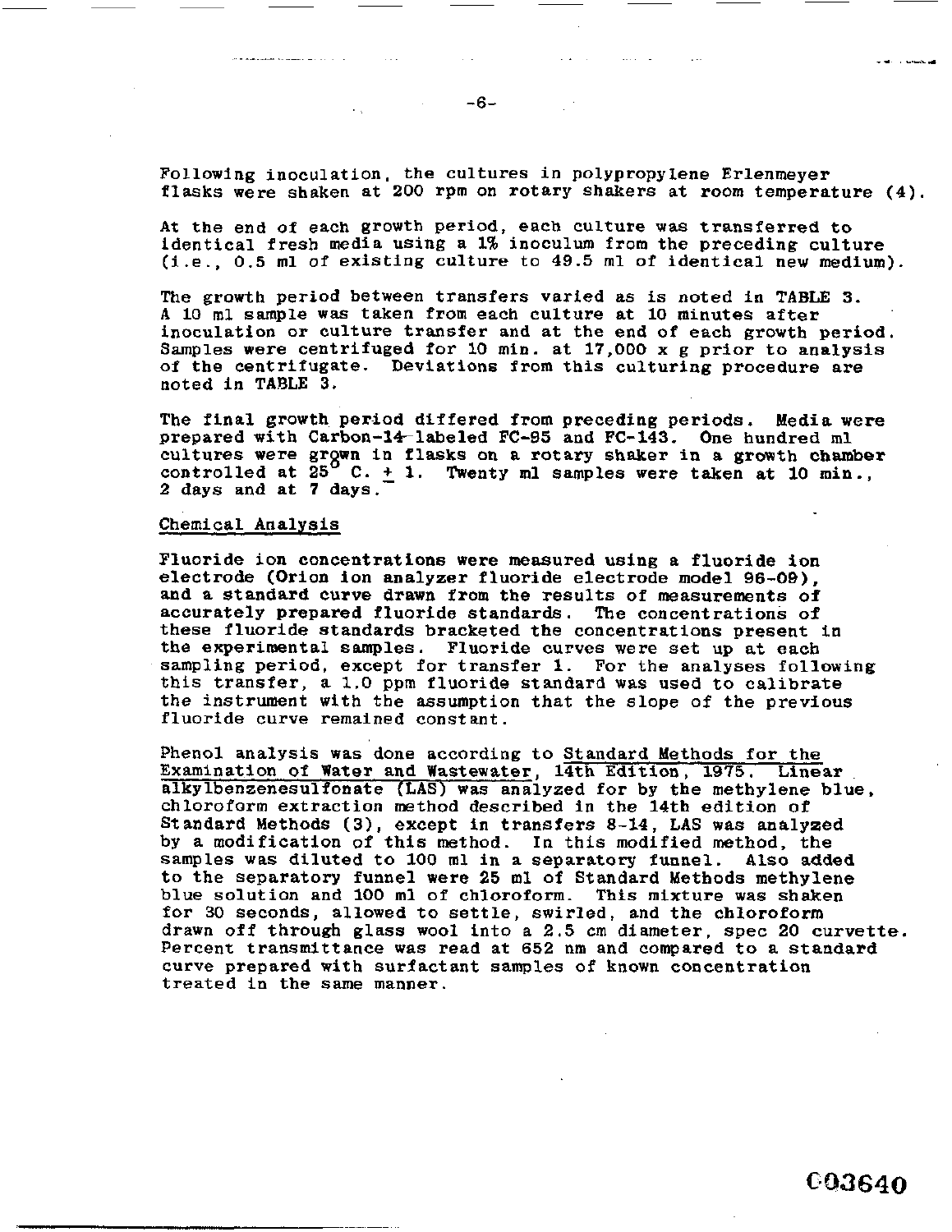Following inoculation, the cultures in polypropylene Erlenmeyer flasks were shaken at 200 rpm on rotary shakers at room temperature (4).

At the end of each growth period, each culture was transferred to identical fresh media using a 1% inoculum from the preceding culture (i.e., 0.5 ml of existing culture to 49.5 ml of identical new medium).

The growth period between transfers varied as is noted in TABLE 3. A 10 ml sample was taken from each culture at 10 minutes after inoculation or culture transfer and at the end of each growth period. Samples were centrifuged for 10 min. at 17,000 x g prior to analysis of the centrifugate. Deviations from this culturing procedure are noted in TABLE 3.

The final growth period differed from preceding periods. Media were prepared with Carbon-14-labeled FC-95 and FC-143. One hundred ml cultures were grown in flasks on a rotary shaker in a growth chamber controlled at 25° C. $\pm$ 1. Twenty ml samples were taken at 10 min., 2 days and at 7 days.

## Chemical Analysis

Fluoride ion concentrations were measured using a fluoride ion electrode (Orion ion analyzer fluoride electrode model 96-09), and a standard curve drawn from the results of measurements of accurately prepared fluoride standards. The concentrations of these fluoride standards bracketed the concentrations present in the experimental samples. Fluoride curves were set up at each sampling period, except for transfer 1. For the analyses following this transfer, a 1.0 ppm fluoride standard was used to calibrate the instrument with the assumption that the slope of the previous fluoride curve remained constant.

Phenol analysis was done according to Standard Methods for the Examination of Water and Wastewater, 14th Edition, 1975. Linear alkylbenzenesulfonate (LAS) was analyzed for by the methylene blue, chloroform extraction method described in the 14th edition of Standard Methods (3), except in transfers 8-14, LAS was analyzed by a modification of this method. In this modified method, the samples was diluted to 100 ml in a separatory funnel. Also added to the separatory funnel were 25 ml of Standard Methods methylene blue solution and 100 ml of chloroform. This mixture was shaken for 30 seconds, allowed to settle, swirled, and the chloroform drawn off through glass wool into a 2.5 cm diameter, spec 20 curvette. Percent transmittance was read at 652 nm and compared to a standard curve prepared with surfactant samples of known concentration treated in the same manner.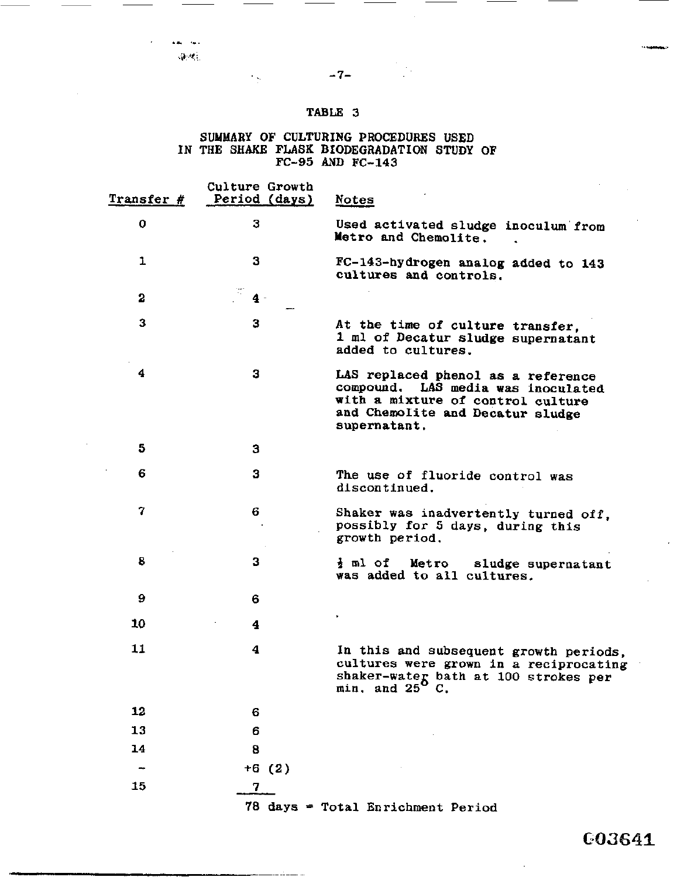TABLE 3

SUMMARY OF CULTURING PROCEDURES USED IN THE SHAKE FLASK BIODEGRADATION STUDY OF FC-95 AND FC-143

| Transfer # | Culture Growth Period (days) | Notes |
|---|---|---|
| 0 | 3 | Used activated sludge inoculum from Metro and Chemolite. |
| 1 | 3 | FC-143-hydrogen analog added to 143 cultures and controls. |
| 2 | 4 | |
| 3 | 3 | At the time of culture transfer, 1 ml of Decatur sludge supernatant added to cultures. |
| 4 | 3 | LAS replaced phenol as a reference compound. LAS media was inoculated with a mixture of control culture and Chemolite and Decatur sludge supernatant. |
| 5 | 3 | |
| 6 | 3 | The use of fluoride control was discontinued. |
| 7 | 6 | Shaker was inadvertently turned off, possibly for 5 days, during this growth period. |
| 8 | 3 | ½ ml of Metro sludge supernatant was added to all cultures. |
| 9 | 6 | |
| 10 | 4 | |
| 11 | 4 | In this and subsequent growth periods, cultures were grown in a reciprocating shaker-water bath at 100 strokes per min. and 25° C. |
| 12 | 6 | |
| 13 | 6 | |
| 14 | 8 | |
| - | +6 (2) | |
| 15 | 7 | |
| | 78 days = Total Enrichment Period | |

G03641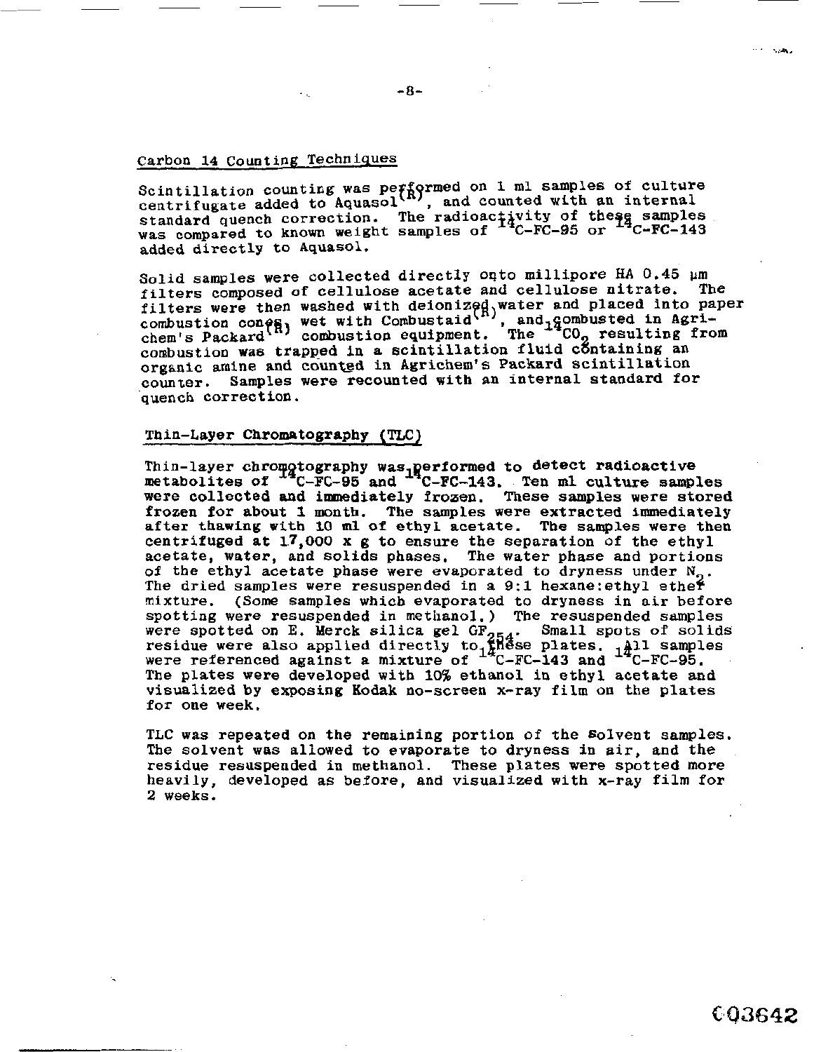## Carbon 14 Counting Techniques

Scintillation counting was performed on 1 ml samples of culture centrifugate added to Aquasol(R), and counted with an internal standard quench correction. The radioactivity of these samples was compared to known weight samples of $^{14}$C-FC-95 or $^{14}$C-FC-143 added directly to Aquasol.

Solid samples were collected directly onto millipore HA 0.45 μm filters composed of cellulose acetate and cellulose nitrate. The filters were then washed with deionized water and placed into paper combustion cones, wet with Combustaid(R), and combusted in Agrichem's Packard(R) combustion equipment. The $^{14}CO_2$ resulting from combustion was trapped in a scintillation fluid containing an organic amine and counted in Agrichem's Packard scintillation counter. Samples were recounted with an internal standard for quench correction.

## Thin-Layer Chromatography (TLC)

Thin-layer chromatography was performed to detect radioactive metabolites of $^{14}$C-FC-95 and $^{14}$C-FC-143. Ten ml culture samples were collected and immediately frozen. These samples were stored frozen for about 1 month. The samples were extracted immediately after thawing with 10 ml of ethyl acetate. The samples were then centrifuged at 17,000 x g to ensure the separation of the ethyl acetate, water, and solids phases. The water phase and portions of the ethyl acetate phase were evaporated to dryness under $N_2$. The dried samples were resuspended in a 9:1 hexane:ethyl ether mixture. (Some samples which evaporated to dryness in air before spotting were resuspended in methanol.) The resuspended samples were spotted on E. Merck silica gel $GF_{254}$. Small spots of solids residue were also applied directly to these plates. All samples were referenced against a mixture of $^{14}$C-FC-143 and $^{14}$C-FC-95. The plates were developed with 10% ethanol in ethyl acetate and visualized by exposing Kodak no-screen x-ray film on the plates for one week.

TLC was repeated on the remaining portion of the solvent samples. The solvent was allowed to evaporate to dryness in air, and the residue resuspended in methanol. These plates were spotted more heavily, developed as before, and visualized with x-ray film for 2 weeks.

003642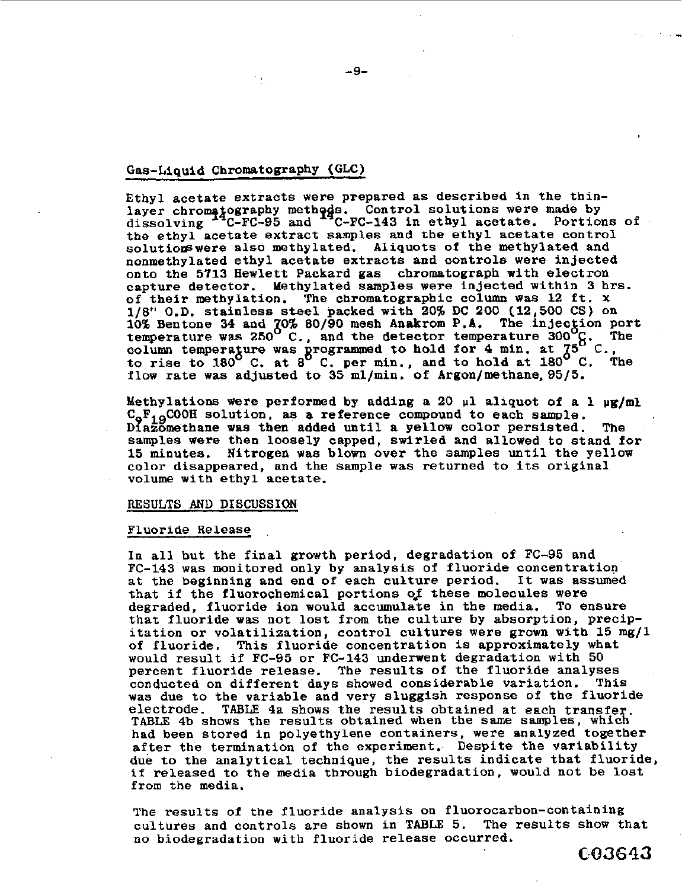## Gas-Liquid Chromatography (GLC)

Ethyl acetate extracts were prepared as described in the thin-layer chromatography methods. Control solutions were made by dissolving $^{14}$C-FC-95 and $^{14}$C-FC-143 in ethyl acetate. Portions of the ethyl acetate extract samples and the ethyl acetate control solutions were also methylated. Aliquots of the methylated and nonmethylated ethyl acetate extracts and controls were injected onto the 5713 Hewlett Packard gas chromatograph with electron capture detector. Methylated samples were injected within 3 hrs. of their methylation. The chromatographic column was 12 ft. x 1/8" O.D. stainless steel packed with 20% DC 200 (12,500 CS) on 10% Bentone 34 and 70% 80/90 mesh Anakrom P.A. The injection port temperature was 250$^{\circ}$ C., and the detector temperature 300$^{\circ}$C. The column temperature was programmed to hold for 4 min. at 75$^{\circ}$ C., to rise to 180$^{\circ}$ C. at 8$^{\circ}$ C. per min., and to hold at 180$^{\circ}$ C. The flow rate was adjusted to 35 ml/min. of Argon/methane, 95/5.

Methylations were performed by adding a 20 µl aliquot of a 1 µg/ml $C_9F_{19}COOH$ solution, as a reference compound to each sample. Diazomethane was then added until a yellow color persisted. The samples were then loosely capped, swirled and allowed to stand for 15 minutes. Nitrogen was blown over the samples until the yellow color disappeared, and the sample was returned to its original volume with ethyl acetate.

## RESULTS AND DISCUSSION

### Fluoride Release

In all but the final growth period, degradation of FC-95 and FC-143 was monitored only by analysis of fluoride concentration at the beginning and end of each culture period. It was assumed that if the fluorochemical portions of these molecules were degraded, fluoride ion would accumulate in the media. To ensure that fluoride was not lost from the culture by absorption, precipitation or volatilization, control cultures were grown with 15 mg/l of fluoride. This fluoride concentration is approximately what would result if FC-95 or FC-143 underwent degradation with 50 percent fluoride release. The results of the fluoride analyses conducted on different days showed considerable variation. This was due to the variable and very sluggish response of the fluoride electrode. TABLE 4a shows the results obtained at each transfer. TABLE 4b shows the results obtained when the same samples, which had been stored in polyethylene containers, were analyzed together after the termination of the experiment. Despite the variability due to the analytical technique, the results indicate that fluoride, if released to the media through biodegradation, would not be lost from the media.

The results of the fluoride analysis on fluorocarbon-containing cultures and controls are shown in TABLE 5. The results show that no biodegradation with fluoride release occurred.

003643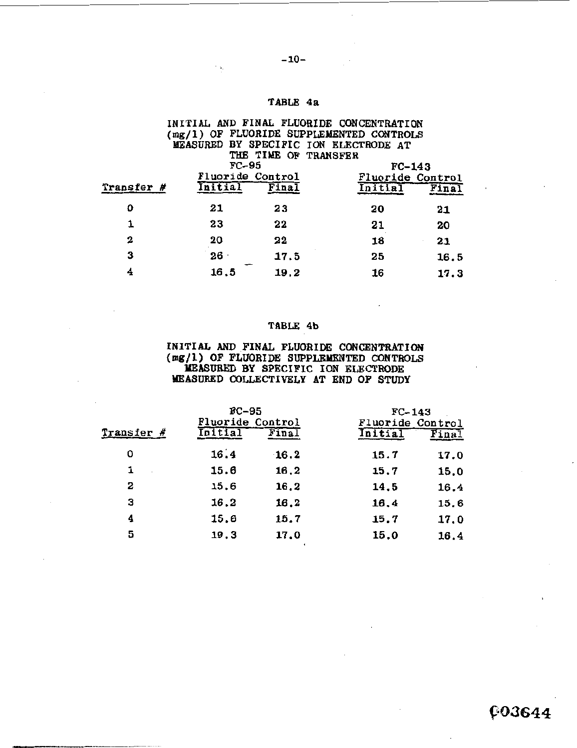## TABLE 4a

INITIAL AND FINAL FLUORIDE CONCENTRATION (mg/l) OF FLUORIDE SUPPLEMENTED CONTROLS MEASURED BY SPECIFIC ION ELECTRODE AT THE TIME OF TRANSFER

| Transfer # | FC-95 Fluoride Control | | FC-143 Fluoride Control | |
|---|---|---|---|---|
| | Initial | Final | Initial | Final |
| 0 | 21 | 23 | 20 | 21 |
| 1 | 23 | 22 | 21 | 20 |
| 2 | 20 | 22 | 18 | 21 |
| 3 | 26 | 17.5 | 25 | 16.5 |
| 4 | 16.5 | 19.2 | 16 | 17.3 |

## TABLE 4b

INITIAL AND FINAL FLUORIDE CONCENTRATION (mg/l) OF FLUORIDE SUPPLEMENTED CONTROLS MEASURED BY SPECIFIC ION ELECTRODE MEASURED COLLECTIVELY AT END OF STUDY

| Transfer # | FC-95 Fluoride Control | | FC-143 Fluoride Control | |
|---|---|---|---|---|
| | Initial | Final | Initial | Final |
| 0 | 16.4 | 16.2 | 15.7 | 17.0 |
| 1 | 15.6 | 16.2 | 15.7 | 15.0 |
| 2 | 15.6 | 16.2 | 14.5 | 16.4 |
| 3 | 16.2 | 16.2 | 16.4 | 15.6 |
| 4 | 15.6 | 15.7 | 15.7 | 17.0 |
| 5 | 19.3 | 17.0 | 15.0 | 16.4 |

003644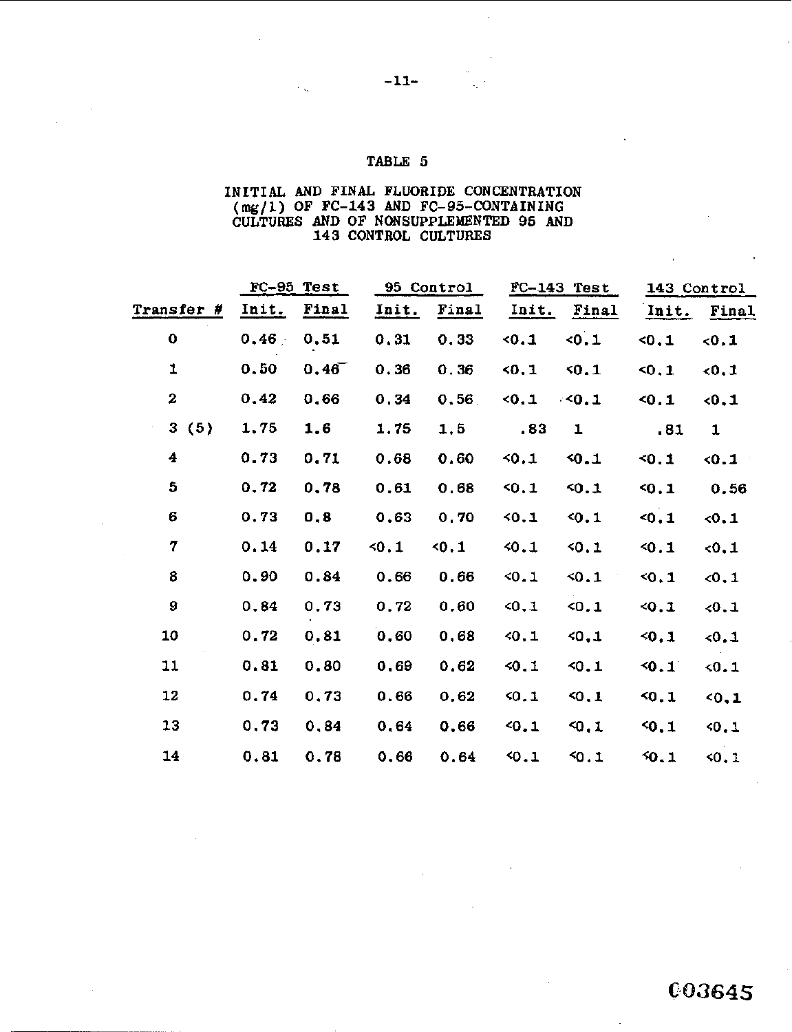## TABLE 5

INITIAL AND FINAL FLUORIDE CONCENTRATION (mg/l) OF FC-143 AND FC-95-CONTAINING CULTURES AND OF NONSUPPLEMENTED 95 AND 143 CONTROL CULTURES

| | FC-95 Test | | 95 Control | | FC-143 Test | | 143 Control | |
|---|---|---|---|---|---|---|---|---|
| Transfer # | Init. | Final | Init. | Final | Init. | Final | Init. | Final |
| 0 | 0.46 | 0.51 | 0.31 | 0.33 | <0.1 | <0.1 | <0.1 | <0.1 |
| 1 | 0.50 | 0.46 | 0.36 | 0.36 | <0.1 | <0.1 | <0.1 | <0.1 |
| 2 | 0.42 | 0.66 | 0.34 | 0.56 | <0.1 | <0.1 | <0.1 | <0.1 |
| 3 (5) | 1.75 | 1.6 | 1.75 | 1.5 | .83 | 1 | .81 | 1 |
| 4 | 0.73 | 0.71 | 0.68 | 0.60 | <0.1 | <0.1 | <0.1 | <0.1 |
| 5 | 0.72 | 0.78 | 0.61 | 0.68 | <0.1 | <0.1 | <0.1 | 0.56 |
| 6 | 0.73 | 0.8 | 0.63 | 0.70 | <0.1 | <0.1 | <0.1 | <0.1 |
| 7 | 0.14 | 0.17 | <0.1 | <0.1 | <0.1 | <0.1 | <0.1 | <0.1 |
| 8 | 0.90 | 0.84 | 0.66 | 0.66 | <0.1 | <0.1 | <0.1 | <0.1 |
| 9 | 0.84 | 0.73 | 0.72 | 0.60 | <0.1 | <0.1 | <0.1 | <0.1 |
| 10 | 0.72 | 0.81 | 0.60 | 0.68 | <0.1 | <0.1 | <0.1 | <0.1 |
| 11 | 0.81 | 0.80 | 0.69 | 0.62 | <0.1 | <0.1 | <0.1 | <0.1 |
| 12 | 0.74 | 0.73 | 0.66 | 0.62 | <0.1 | <0.1 | <0.1 | <0.1 |
| 13 | 0.73 | 0.84 | 0.64 | 0.66 | <0.1 | <0.1 | <0.1 | <0.1 |
| 14 | 0.81 | 0.78 | 0.66 | 0.64 | <0.1 | <0.1 | <0.1 | <0.1 |

003645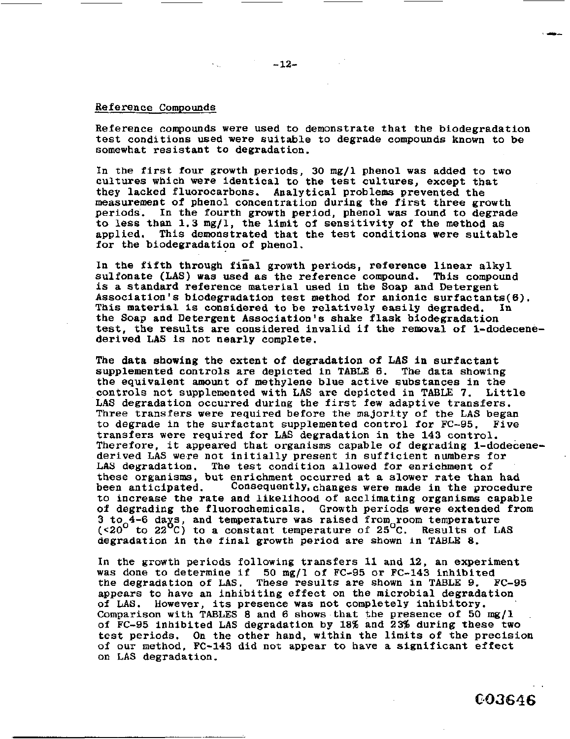## Reference Compounds

Reference compounds were used to demonstrate that the biodegradation test conditions used were suitable to degrade compounds known to be somewhat resistant to degradation.

In the first four growth periods, 30 mg/l phenol was added to two cultures which were identical to the test cultures, except that they lacked fluorocarbons. Analytical problems prevented the measurement of phenol concentration during the first three growth periods. In the fourth growth period, phenol was found to degrade to less than 1.3 mg/l, the limit of sensitivity of the method as applied. This demonstrated that the test conditions were suitable for the biodegradation of phenol.

In the fifth through final growth periods, reference linear alkyl sulfonate (LAS) was used as the reference compound. This compound is a standard reference material used in the Soap and Detergent Association's biodegradation test method for anionic surfactants(6). This material is considered to be relatively easily degraded. In the Soap and Detergent Association's shake flask biodegradation test, the results are considered invalid if the removal of 1-dodecene-derived LAS is not nearly complete.

The data showing the extent of degradation of LAS in surfactant supplemented controls are depicted in TABLE 6. The data showing the equivalent amount of methylene blue active substances in the controls not supplemented with LAS are depicted in TABLE 7. Little LAS degradation occurred during the first few adaptive transfers. Three transfers were required before the majority of the LAS began to degrade in the surfactant supplemented control for FC-95. Five transfers were required for LAS degradation in the 143 control. Therefore, it appeared that organisms capable of degrading 1-dodecene-derived LAS were not initially present in sufficient numbers for LAS degradation. The test condition allowed for enrichment of these organisms, but enrichment occurred at a slower rate than had been anticipated. Consequently, changes were made in the procedure to increase the rate and likelihood of acclimating organisms capable of degrading the fluorochemicals. Growth periods were extended from 3 to 4-6 days, and temperature was raised from room temperature (<20$^{o}$ to 22$^{o}$C) to a constant temperature of 25$^{o}$C. Results of LAS degradation in the final growth period are shown in TABLE 8.

In the growth periods following transfers 11 and 12, an experiment was done to determine if 50 mg/l of FC-95 or FC-143 inhibited the degradation of LAS. These results are shown in TABLE 9. FC-95 appears to have an inhibiting effect on the microbial degradation of LAS. However, its presence was not completely inhibitory. Comparison with TABLES 8 and 6 shows that the presence of 50 mg/l of FC-95 inhibited LAS degradation by 18% and 23% during these two test periods. On the other hand, within the limits of the precision of our method, FC-143 did not appear to have a significant effect on LAS degradation.

C03646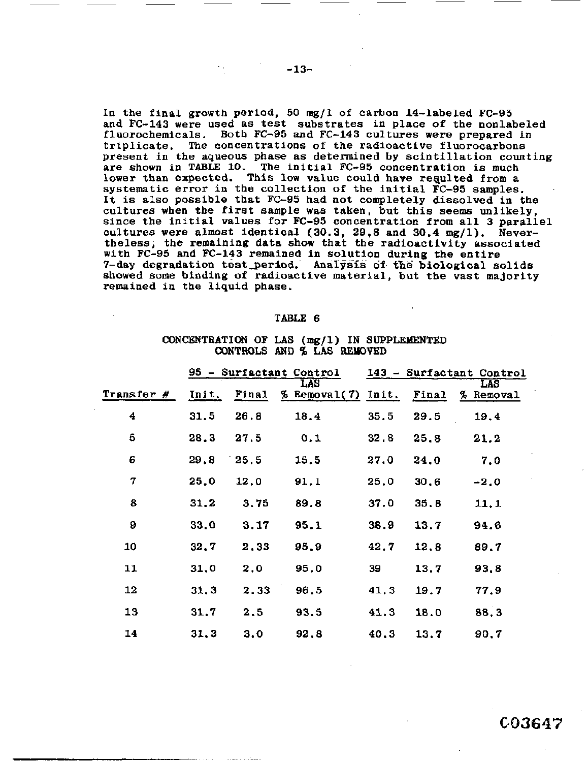In the final growth period, 50 mg/l of carbon 14-labeled FC-95 and FC-143 were used as test substrates in place of the nonlabeled fluorochemicals. Both FC-95 and FC-143 cultures were prepared in triplicate. The concentrations of the radioactive fluorocarbons present in the aqueous phase as determined by scintillation counting are shown in TABLE 10. The initial FC-95 concentration is much lower than expected. This low value could have resulted from a systematic error in the collection of the initial FC-95 samples. It is also possible that FC-95 had not completely dissolved in the cultures when the first sample was taken, but this seems unlikely, since the initial values for FC-95 concentration from all 3 parallel cultures were almost identical (30.3, 29.8 and 30.4 mg/l). Nevertheless, the remaining data show that the radioactivity associated with FC-95 and FC-143 remained in solution during the entire 7-day degradation test period. Analysis of the biological solids showed some binding of radioactive material, but the vast majority remained in the liquid phase.

TABLE 6

CONCENTRATION OF LAS (mg/l) IN SUPPLEMENTED CONTROLS AND % LAS REMOVED

| | 95 - Surfactant Control | | | 143 - Surfactant Control | | |
|---|---|---|---|---|---|---|
| Transfer # | Init. | Final | LAS % Removal(7) | Init. | Final | LAS % Removal |
| 4 | 31.5 | 26.8 | 18.4 | 35.5 | 29.5 | 19.4 |
| 5 | 28.3 | 27.5 | 0.1 | 32.8 | 25.8 | 21.2 |
| 6 | 29.8 | 25.5 | 15.5 | 27.0 | 24.0 | 7.0 |
| 7 | 25.0 | 12.0 | 91.1 | 25.0 | 30.6 | -2.0 |
| 8 | 31.2 | 3.75 | 89.8 | 37.0 | 35.8 | 11.1 |
| 9 | 33.0 | 3.17 | 95.1 | 38.9 | 13.7 | 94.6 |
| 10 | 32.7 | 2.33 | 95.9 | 42.7 | 12.8 | 89.7 |
| 11 | 31.0 | 2.0 | 95.0 | 39 | 13.7 | 93.8 |
| 12 | 31.3 | 2.33 | 96.5 | 41.3 | 19.7 | 77.9 |
| 13 | 31.7 | 2.5 | 93.5 | 41.3 | 18.0 | 88.3 |
| 14 | 31.3 | 3.0 | 92.8 | 40.3 | 13.7 | 90.7 |

C03647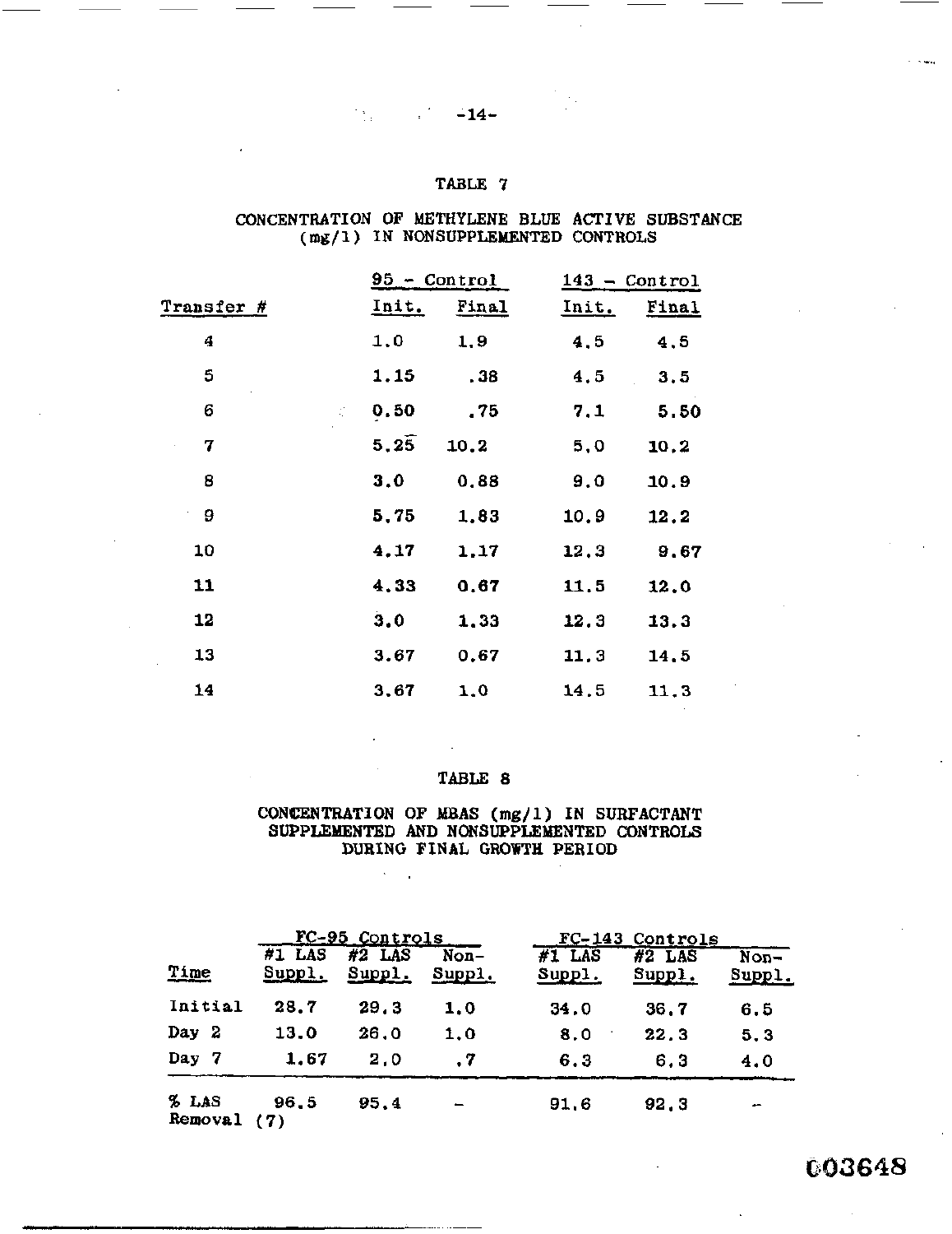TABLE 7

CONCENTRATION OF METHYLENE BLUE ACTIVE SUBSTANCE (mg/l) IN NONSUPPLEMENTED CONTROLS

| | 95 - Control | | 143 - Control | |
|---|---|---|---|---|
| Transfer # | Init. | Final | Init. | Final |
| 4 | 1.0 | 1.9 | 4.5 | 4.5 |
| 5 | 1.15 | .38 | 4.5 | 3.5 |
| 6 | 0.50 | .75 | 7.1 | 5.50 |
| 7 | 5.25 | 10.2 | 5.0 | 10.2 |
| 8 | 3.0 | 0.88 | 9.0 | 10.9 |
| 9 | 5.75 | 1.83 | 10.9 | 12.2 |
| 10 | 4.17 | 1.17 | 12.3 | 9.67 |
| 11 | 4.33 | 0.67 | 11.5 | 12.0 |
| 12 | 3.0 | 1.33 | 12.3 | 13.3 |
| 13 | 3.67 | 0.67 | 11.3 | 14.5 |
| 14 | 3.67 | 1.0 | 14.5 | 11.3 |

TABLE 8

CONCENTRATION OF MBAS (mg/l) IN SURFACTANT SUPPLEMENTED AND NONSUPPLEMENTED CONTROLS DURING FINAL GROWTH PERIOD

| | FC-95 Controls | | | FC-143 Controls | | |
|---|---|---|---|---|---|---|
| Time | #1 LAS Suppl. | #2 LAS Suppl. | Non-Suppl. | #1 LAS Suppl. | #2 LAS Suppl. | Non-Suppl. |
| Initial | 28.7 | 29.3 | 1.0 | 34.0 | 36.7 | 6.5 |
| Day 2 | 13.0 | 26.0 | 1.0 | 8.0 | 22.3 | 5.3 |
| Day 7 | 1.67 | 2.0 | .7 | 6.3 | 6.3 | 4.0 |
| % LAS Removal (7) | 96.5 | 95.4 | – | 91.6 | 92.3 | – |

003648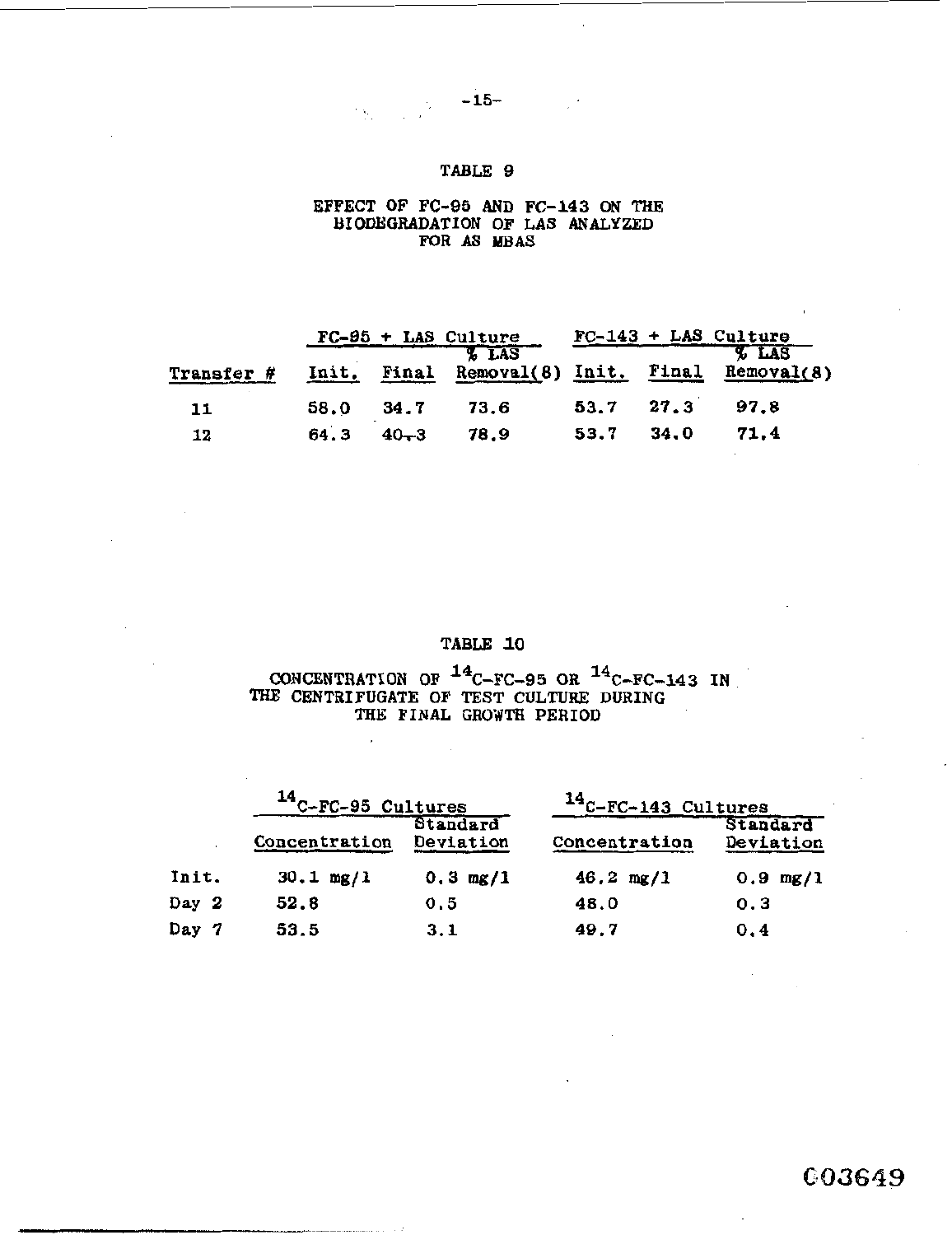TABLE 9

EFFECT OF FC-95 AND FC-143 ON THE BIODEGRADATION OF LAS ANALYZED FOR AS MBAS

| | FC-95 + LAS Culture | | | FC-143 + LAS Culture | | |
|---|---|---|---|---|---|---|
| Transfer # | Init. | Final | % LAS Removal(8) | Init. | Final | % LAS Removal(8) |
| 11 | 58.0 | 34.7 | 73.6 | 53.7 | 27.3 | 97.8 |
| 12 | 64.3 | 40.3 | 78.9 | 53.7 | 34.0 | 71.4 |

TABLE 10

CONCENTRATION OF $^{14}C$-FC-95 OR $^{14}C$-FC-143 IN THE CENTRIFUGATE OF TEST CULTURE DURING THE FINAL GROWTH PERIOD

| | $^{14}C$-FC-95 Cultures | | $^{14}C$-FC-143 Cultures | |
|---|---|---|---|---|
| | Concentration | Standard Deviation | Concentration | Standard Deviation |
| Init. | 30.1 mg/l | 0.3 mg/l | 46.2 mg/l | 0.9 mg/l |
| Day 2 | 52.8 | 0.5 | 48.0 | 0.3 |
| Day 7 | 53.5 | 3.1 | 49.7 | 0.4 |

C03649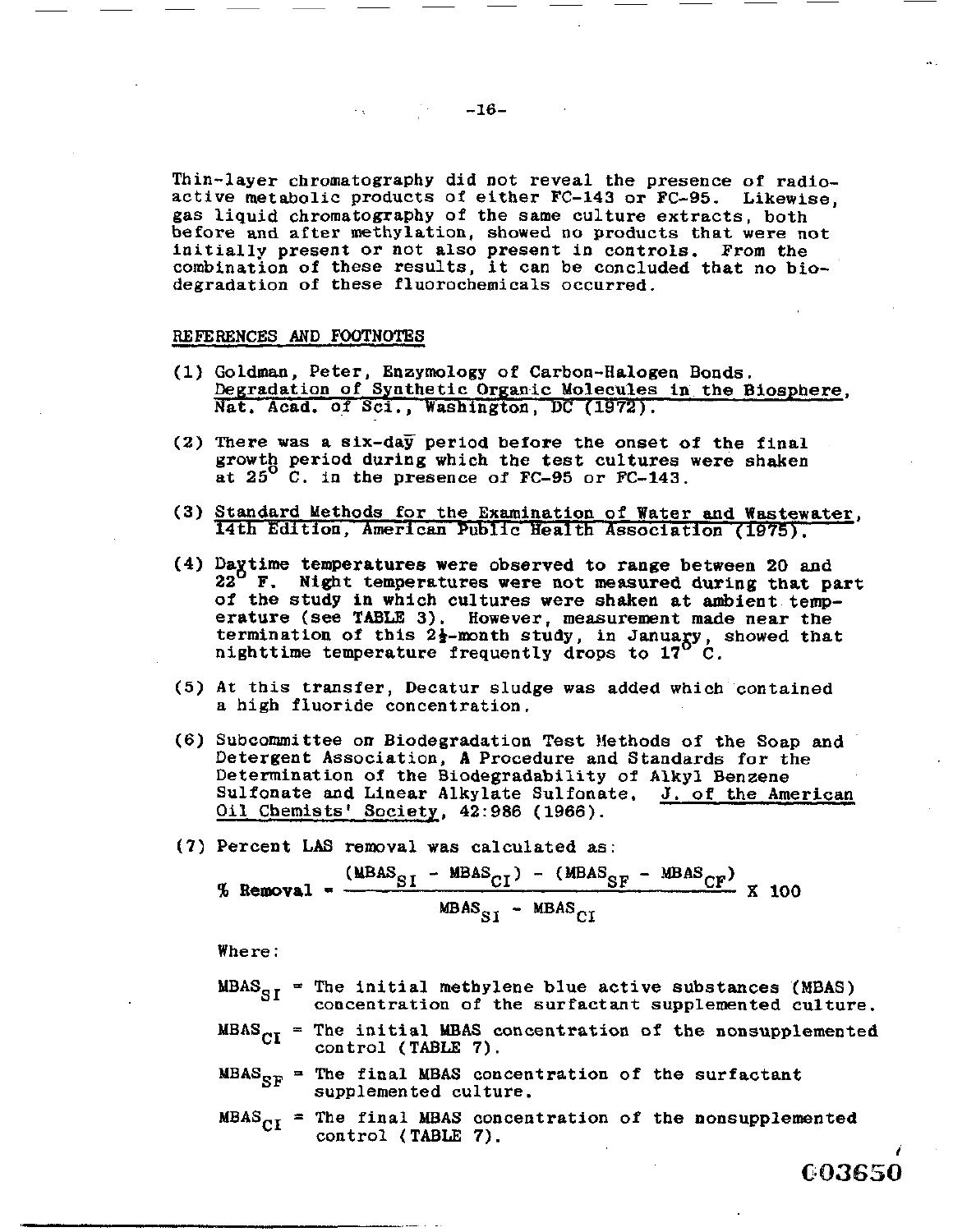Thin-layer chromatography did not reveal the presence of radioactive metabolic products of either FC-143 or FC-95. Likewise, gas liquid chromatography of the same culture extracts, both before and after methylation, showed no products that were not initially present or not also present in controls. From the combination of these results, it can be concluded that no biodegradation of these fluorochemicals occurred.

REFERENCES AND FOOTNOTES

(1) Goldman, Peter, Enzymology of Carbon-Halogen Bonds. Degradation of Synthetic Organic Molecules in the Biosphere, Nat. Acad. of Sci., Washington, DC (1972).

(2) There was a six-day period before the onset of the final growth period during which the test cultures were shaken at 25° C. in the presence of FC-95 or FC-143.

(3) Standard Methods for the Examination of Water and Wastewater, 14th Edition, American Public Health Association (1975).

(4) Daytime temperatures were observed to range between 20 and 22° F. Night temperatures were not measured during that part of the study in which cultures were shaken at ambient temperature (see TABLE 3). However, measurement made near the termination of this 2½-month study, in January, showed that nighttime temperature frequently drops to 17° C.

(5) At this transfer, Decatur sludge was added which contained a high fluoride concentration.

(6) Subcommittee on Biodegradation Test Methods of the Soap and Detergent Association, A Procedure and Standards for the Determination of the Biodegradability of Alkyl Benzene Sulfonate and Linear Alkylate Sulfonate. J. of the American Oil Chemists' Society, 42:986 (1966).

(7) Percent LAS removal was calculated as:

$$\% \text{ Removal} = \frac{(MBAS_{SI} - MBAS_{CI}) - (MBAS_{SF} - MBAS_{CF})}{MBAS_{SI} - MBAS_{CI}} \times 100$$

Where:

$MBAS_{SI}$ = The initial methylene blue active substances (MBAS) concentration of the surfactant supplemented culture.

$MBAS_{CI}$ = The initial MBAS concentration of the nonsupplemented control (TABLE 7).

$MBAS_{SF}$ = The final MBAS concentration of the surfactant supplemented culture.

$MBAS_{CI}$ = The final MBAS concentration of the nonsupplemented control (TABLE 7).

C03650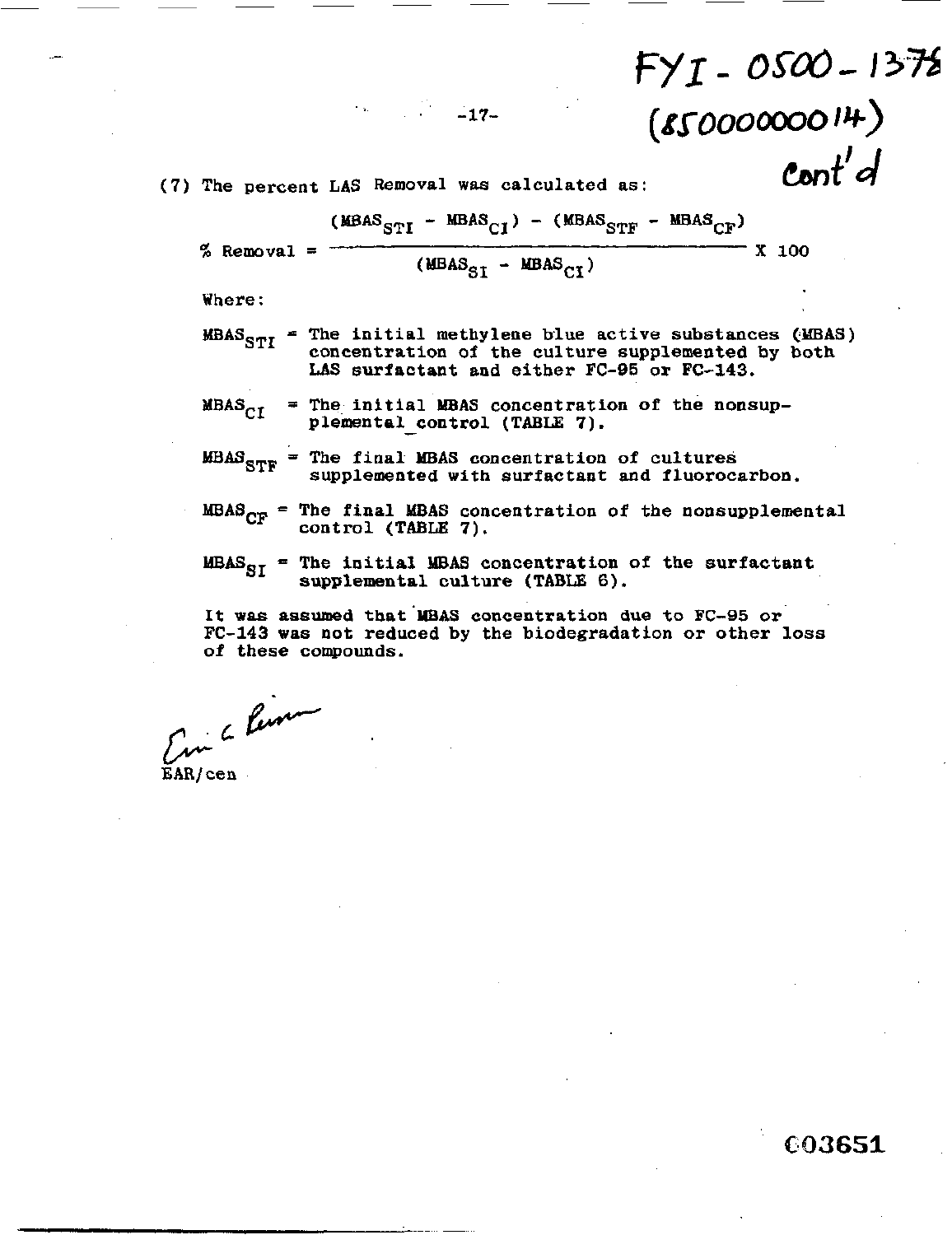FYI - 0500 - 1378
(8500000014)
cont'd

(7) The percent LAS Removal was calculated as:

$$\% \text{ Removal} = \frac{(MBAS_{STI} - MBAS_{CI}) - (MBAS_{STF} - MBAS_{CF})}{(MBAS_{SI} - MBAS_{CI})} \times 100$$

Where:

$MBAS_{STI}$ = The initial methylene blue active substances (MBAS) concentration of the culture supplemented by both LAS surfactant and either FC-95 or FC-143.

$MBAS_{CI}$ = The initial MBAS concentration of the nonsupplemental control (TABLE 7).

$MBAS_{STF}$ = The final MBAS concentration of cultures supplemented with surfactant and fluorocarbon.

$MBAS_{CF}$ = The final MBAS concentration of the nonsupplemental control (TABLE 7).

$MBAS_{SI}$ = The initial MBAS concentration of the surfactant supplemental culture (TABLE 6).

It was assumed that MBAS concentration due to FC-95 or FC-143 was not reduced by the biodegradation or other loss of these compounds.

EAR/cen

C03651